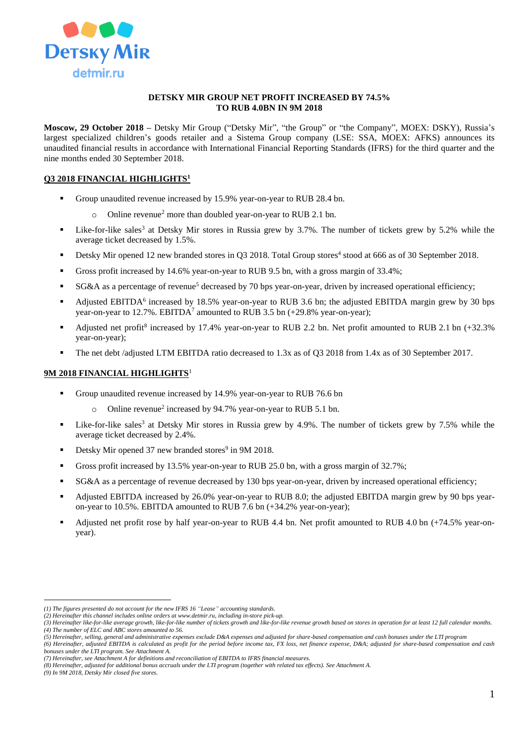**DETSKY MIR GROUP NET PROFIT INCREASED BY 74.5% TO RUB 4.0BN IN 9M 2018**

**Moscow, 29 October 2018 –** Detsky Mir Group ("Detsky Mir", "the Group" or "the Company", MOEX: DSKY), Russia's largest specialized children's goods retailer and a Sistema Group company (LSE: SSA, MOEX: AFKS) announces its unaudited financial results in accordance with International Financial Reporting Standards (IFRS) for the third quarter and the nine months ended 30 September 2018.

## Q3 2018 FINANCIAL HIGHLIGHTS[1]

- Group unaudited revenue increased by 15.9% year-on-year to RUB 28.4 bn.
  - Online revenue[2] more than doubled year-on-year to RUB 2.1 bn.
- Like-for-like sales[3] at Detsky Mir stores in Russia grew by 3.7%. The number of tickets grew by 5.2% while the average ticket decreased by 1.5%.
- Detsky Mir opened 12 new branded stores in Q3 2018. Total Group stores[4] stood at 666 as of 30 September 2018.
- Gross profit increased by 14.6% year-on-year to RUB 9.5 bn, with a gross margin of 33.4%;
- SG&A as a percentage of revenue[5] decreased by 70 bps year-on-year, driven by increased operational efficiency;
- Adjusted EBITDA[6] increased by 18.5% year-on-year to RUB 3.6 bn; the adjusted EBITDA margin grew by 30 bps year-on-year to 12.7%. EBITDA[7] amounted to RUB 3.5 bn (+29.8% year-on-year);
- Adjusted net profit[8] increased by 17.4% year-on-year to RUB 2.2 bn. Net profit amounted to RUB 2.1 bn (+32.3% year-on-year);
- The net debt /adjusted LTM EBITDA ratio decreased to 1.3x as of Q3 2018 from 1.4x as of 30 September 2017.

## 9M 2018 FINANCIAL HIGHLIGHTS[1]

- Group unaudited revenue increased by 14.9% year-on-year to RUB 76.6 bn
  - Online revenue[2] increased by 94.7% year-on-year to RUB 5.1 bn.
- Like-for-like sales[3] at Detsky Mir stores in Russia grew by 4.9%. The number of tickets grew by 7.5% while the average ticket decreased by 2.4%.
- Detsky Mir opened 37 new branded stores[9] in 9M 2018.
- Gross profit increased by 13.5% year-on-year to RUB 25.0 bn, with a gross margin of 32.7%;
- SG&A as a percentage of revenue decreased by 130 bps year-on-year, driven by increased operational efficiency;
- Adjusted EBITDA increased by 26.0% year-on-year to RUB 8.0; the adjusted EBITDA margin grew by 90 bps year-on-year to 10.5%. EBITDA amounted to RUB 7.6 bn (+34.2% year-on-year);
- Adjusted net profit rose by half year-on-year to RUB 4.4 bn. Net profit amounted to RUB 4.0 bn (+74.5% year-on-year).

---

*(1) The figures presented do not account for the new IFRS 16 "Lease" accounting standards.*
*(2) Hereinafter this channel includes online orders at www.detmir.ru, including in-store pick-up.*
*(3) Hereinafter like-for-like average growth, like-for-like number of tickets growth and like-for-like revenue growth based on stores in operation for at least 12 full calendar months.*
*(4) The number of ELC and ABC stores amounted to 56.*
*(5) Hereinafter, selling, general and administrative expenses exclude D&A expenses and adjusted for share-based compensation and cash bonuses under the LTI program*
*(6) Hereinafter, adjusted EBITDA is calculated as profit for the period before income tax, FX loss, net finance expense, D&A; adjusted for share-based compensation and cash bonuses under the LTI program. See Attachment A.*
*(7) Hereinafter, see Attachment A for definitions and reconciliation of EBITDA to IFRS financial measures.*
*(8) Hereinafter, adjusted for additional bonus accruals under the LTI program (together with related tax effects). See Attachment A.*
*(9) In 9M 2018, Detsky Mir closed five stores.*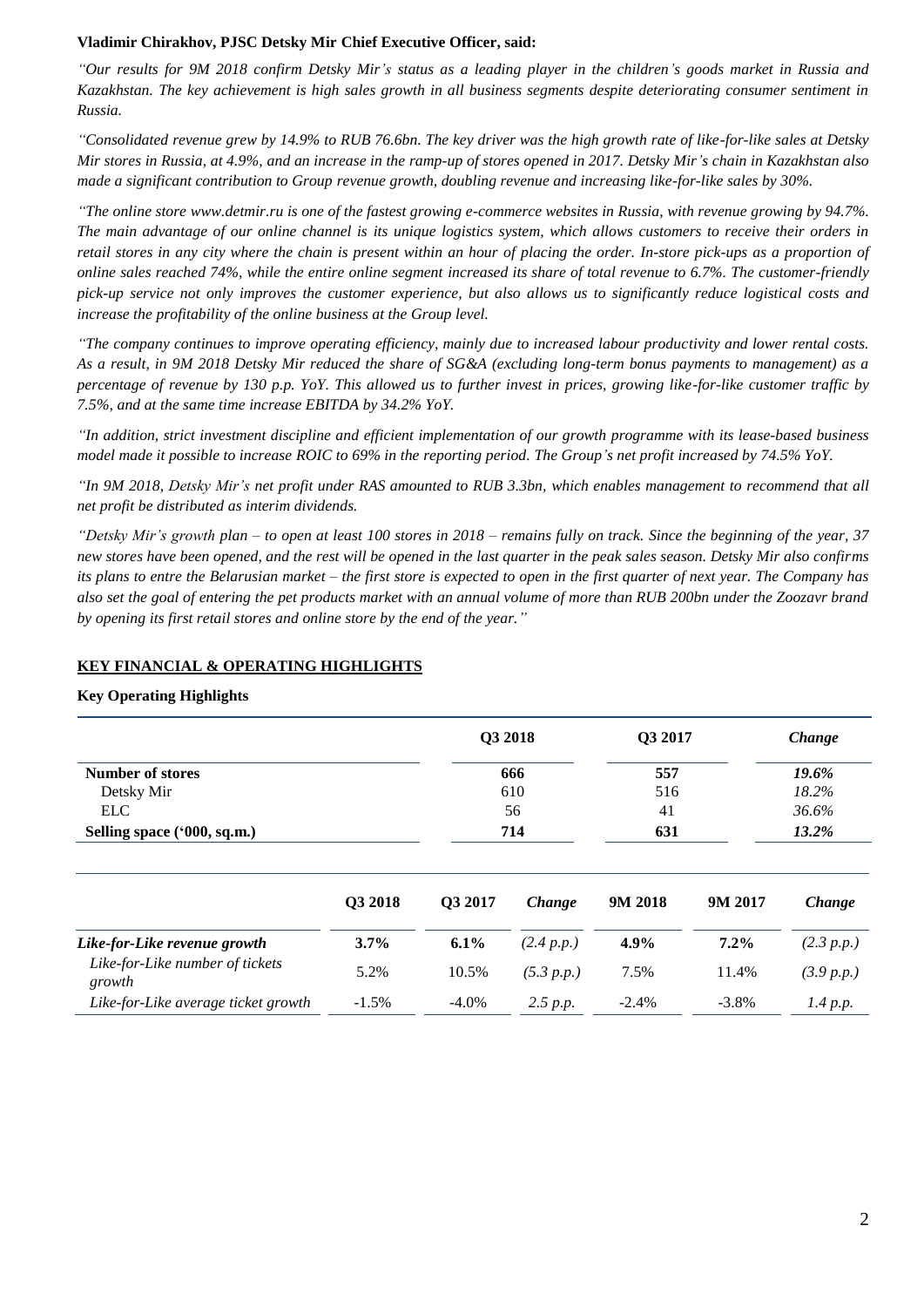**Vladimir Chirakhov, PJSC Detsky Mir Chief Executive Officer, said:**

*"Our results for 9M 2018 confirm Detsky Mir's status as a leading player in the children's goods market in Russia and Kazakhstan. The key achievement is high sales growth in all business segments despite deteriorating consumer sentiment in Russia.*

*"Consolidated revenue grew by 14.9% to RUB 76.6bn. The key driver was the high growth rate of like-for-like sales at Detsky Mir stores in Russia, at 4.9%, and an increase in the ramp-up of stores opened in 2017. Detsky Mir's chain in Kazakhstan also made a significant contribution to Group revenue growth, doubling revenue and increasing like-for-like sales by 30%.*

*"The online store www.detmir.ru is one of the fastest growing e-commerce websites in Russia, with revenue growing by 94.7%. The main advantage of our online channel is its unique logistics system, which allows customers to receive their orders in retail stores in any city where the chain is present within an hour of placing the order. In-store pick-ups as a proportion of online sales reached 74%, while the entire online segment increased its share of total revenue to 6.7%. The customer-friendly pick-up service not only improves the customer experience, but also allows us to significantly reduce logistical costs and increase the profitability of the online business at the Group level.*

*"The company continues to improve operating efficiency, mainly due to increased labour productivity and lower rental costs. As a result, in 9M 2018 Detsky Mir reduced the share of SG&A (excluding long-term bonus payments to management) as a percentage of revenue by 130 p.p. YoY. This allowed us to further invest in prices, growing like-for-like customer traffic by 7.5%, and at the same time increase EBITDA by 34.2% YoY.*

*"In addition, strict investment discipline and efficient implementation of our growth programme with its lease-based business model made it possible to increase ROIC to 69% in the reporting period. The Group's net profit increased by 74.5% YoY.*

*"In 9M 2018, Detsky Mir's net profit under RAS amounted to RUB 3.3bn, which enables management to recommend that all net profit be distributed as interim dividends.*

*"Detsky Mir's growth plan – to open at least 100 stores in 2018 – remains fully on track. Since the beginning of the year, 37 new stores have been opened, and the rest will be opened in the last quarter in the peak sales season. Detsky Mir also confirms its plans to entre the Belarusian market – the first store is expected to open in the first quarter of next year. The Company has also set the goal of entering the pet products market with an annual volume of more than RUB 200bn under the Zoozavr brand by opening its first retail stores and online store by the end of the year."*

## KEY FINANCIAL & OPERATING HIGHLIGHTS

### Key Operating Highlights

| | Q3 2018 | Q3 2017 | *Change* |
|---|---|---|---|
| **Number of stores** | **666** | **557** | ***19.6%*** |
| Detsky Mir | 610 | 516 | *18.2%* |
| ELC | 56 | 41 | *36.6%* |
| **Selling space ('000, sq.m.)** | **714** | **631** | ***13.2%*** |

| | Q3 2018 | Q3 2017 | *Change* | 9M 2018 | 9M 2017 | *Change* |
|---|---|---|---|---|---|---|
| ***Like-for-Like revenue growth*** | **3.7%** | **6.1%** | *(2.4 p.p.)* | **4.9%** | **7.2%** | *(2.3 p.p.)* |
| *Like-for-Like number of tickets growth* | 5.2% | 10.5% | *(5.3 p.p.)* | 7.5% | 11.4% | *(3.9 p.p.)* |
| *Like-for-Like average ticket growth* | -1.5% | -4.0% | *2.5 p.p.* | -2.4% | -3.8% | *1.4 p.p.* |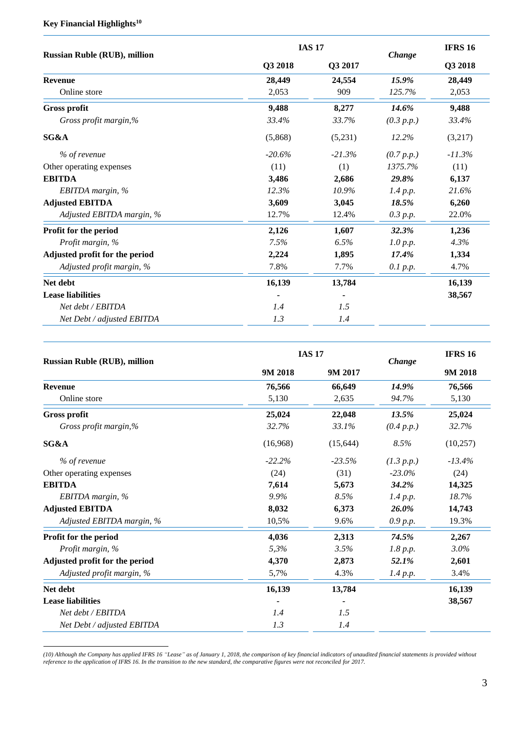**Key Financial Highlights**[10]

| Russian Ruble (RUB), million | IAS 17 | | *Change* | IFRS 16 |
|---|---|---|---|---|
| | **Q3 2018** | **Q3 2017** | | **Q3 2018** |
| **Revenue** | **28,449** | **24,554** | *15.9%* | **28,449** |
| Online store | 2,053 | 909 | *125.7%* | 2,053 |
| **Gross profit** | **9,488** | **8,277** | *14.6%* | **9,488** |
| *Gross profit margin,%* | *33.4%* | *33.7%* | *(0.3 p.p.)* | *33.4%* |
| **SG&A** | (5,868) | (5,231) | *12.2%* | (3,217) |
| *% of revenue* | *-20.6%* | *-21.3%* | *(0.7 p.p.)* | *-11.3%* |
| Other operating expenses | (11) | (1) | *1375.7%* | (11) |
| **EBITDA** | **3,486** | **2,686** | *29.8%* | **6,137** |
| *EBITDA margin, %* | *12.3%* | *10.9%* | *1.4 p.p.* | *21.6%* |
| **Adjusted EBITDA** | **3,609** | **3,045** | *18.5%* | **6,260** |
| *Adjusted EBITDA margin, %* | 12.7% | 12.4% | *0.3 p.p.* | 22.0% |
| **Profit for the period** | **2,126** | **1,607** | *32.3%* | **1,236** |
| *Profit margin, %* | *7.5%* | *6.5%* | *1.0 p.p.* | *4.3%* |
| **Adjusted profit for the period** | **2,224** | **1,895** | *17.4%* | **1,334** |
| *Adjusted profit margin, %* | 7.8% | 7.7% | *0.1 p.p.* | 4.7% |
| **Net debt** | **16,139** | **13,784** | | **16,139** |
| **Lease liabilities** | **-** | **-** | | **38,567** |
| *Net debt / EBITDA* | *1.4* | *1.5* | | |
| *Net Debt / adjusted EBITDA* | *1.3* | *1.4* | | |

| Russian Ruble (RUB), million | IAS 17 | | *Change* | IFRS 16 |
|---|---|---|---|---|
| | **9M 2018** | **9M 2017** | | **9M 2018** |
| **Revenue** | **76,566** | **66,649** | *14.9%* | **76,566** |
| Online store | 5,130 | 2,635 | *94.7%* | 5,130 |
| **Gross profit** | **25,024** | **22,048** | *13.5%* | **25,024** |
| *Gross profit margin,%* | *32.7%* | *33.1%* | *(0.4 p.p.)* | *32.7%* |
| **SG&A** | (16,968) | (15,644) | *8.5%* | (10,257) |
| *% of revenue* | *-22.2%* | *-23.5%* | *(1.3 p.p.)* | *-13.4%* |
| Other operating expenses | (24) | (31) | *-23.0%* | (24) |
| **EBITDA** | **7,614** | **5,673** | *34.2%* | **14,325** |
| *EBITDA margin, %* | *9.9%* | *8.5%* | *1.4 p.p.* | *18.7%* |
| **Adjusted EBITDA** | **8,032** | **6,373** | *26.0%* | **14,743** |
| *Adjusted EBITDA margin, %* | 10,5% | 9.6% | *0.9 p.p.* | 19.3% |
| **Profit for the period** | **4,036** | **2,313** | *74.5%* | **2,267** |
| *Profit margin, %* | *5,3%* | *3.5%* | *1.8 p.p.* | *3.0%* |
| **Adjusted profit for the period** | **4,370** | **2,873** | *52.1%* | **2,601** |
| *Adjusted profit margin, %* | 5,7% | 4.3% | *1.4 p.p.* | 3.4% |
| **Net debt** | **16,139** | **13,784** | | **16,139** |
| **Lease liabilities** | **-** | **-** | | **38,567** |
| *Net debt / EBITDA* | *1.4* | *1.5* | | |
| *Net Debt / adjusted EBITDA* | *1.3* | *1.4* | | |

*(10) Although the Company has applied IFRS 16 "Lease" as of January 1, 2018, the comparison of key financial indicators of unaudited financial statements is provided without reference to the application of IFRS 16. In the transition to the new standard, the comparative figures were not reconciled for 2017.*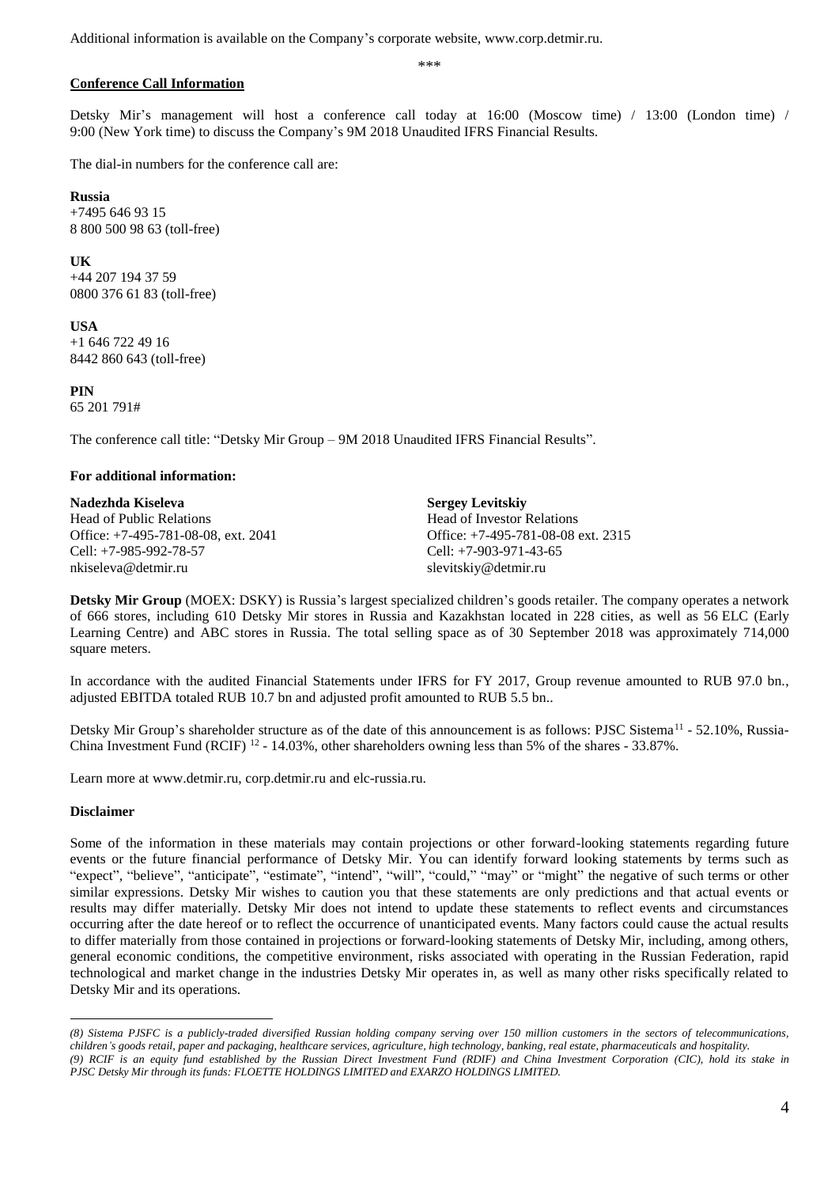Additional information is available on the Company's corporate website, www.corp.detmir.ru.

\*\*\*

**Conference Call Information**

Detsky Mir's management will host a conference call today at 16:00 (Moscow time) / 13:00 (London time) / 9:00 (New York time) to discuss the Company's 9M 2018 Unaudited IFRS Financial Results.

The dial-in numbers for the conference call are:

**Russia**
+7495 646 93 15
8 800 500 98 63 (toll-free)

**UK**
+44 207 194 37 59
0800 376 61 83 (toll-free)

**USA**
+1 646 722 49 16
8442 860 643 (toll-free)

**PIN**
65 201 791#

The conference call title: "Detsky Mir Group – 9M 2018 Unaudited IFRS Financial Results".

**For additional information:**

**Nadezhda Kiseleva**
Head of Public Relations
Office: +7-495-781-08-08, ext. 2041
Cell: +7-985-992-78-57
nkiseleva@detmir.ru

**Sergey Levitskiy**
Head of Investor Relations
Office: +7-495-781-08-08 ext. 2315
Cell: +7-903-971-43-65
slevitskiy@detmir.ru

**Detsky Mir Group** (MOEX: DSKY) is Russia's largest specialized children's goods retailer. The company operates a network of 666 stores, including 610 Detsky Mir stores in Russia and Kazakhstan located in 228 cities, as well as 56 ELC (Early Learning Centre) and ABC stores in Russia. The total selling space as of 30 September 2018 was approximately 714,000 square meters.

In accordance with the audited Financial Statements under IFRS for FY 2017, Group revenue amounted to RUB 97.0 bn., adjusted EBITDA totaled RUB 10.7 bn and adjusted profit amounted to RUB 5.5 bn..

Detsky Mir Group's shareholder structure as of the date of this announcement is as follows: PJSC Sistema[11] - 52.10%, Russia-China Investment Fund (RCIF) [12] - 14.03%, other shareholders owning less than 5% of the shares - 33.87%.

Learn more at www.detmir.ru, corp.detmir.ru and elc-russia.ru.

**Disclaimer**

Some of the information in these materials may contain projections or other forward-looking statements regarding future events or the future financial performance of Detsky Mir. You can identify forward looking statements by terms such as "expect", "believe", "anticipate", "estimate", "intend", "will", "could," "may" or "might" the negative of such terms or other similar expressions. Detsky Mir wishes to caution you that these statements are only predictions and that actual events or results may differ materially. Detsky Mir does not intend to update these statements to reflect events and circumstances occurring after the date hereof or to reflect the occurrence of unanticipated events. Many factors could cause the actual results to differ materially from those contained in projections or forward-looking statements of Detsky Mir, including, among others, general economic conditions, the competitive environment, risks associated with operating in the Russian Federation, rapid technological and market change in the industries Detsky Mir operates in, as well as many other risks specifically related to Detsky Mir and its operations.

---

*(8) Sistema PJSFC is a publicly-traded diversified Russian holding company serving over 150 million customers in the sectors of telecommunications, children's goods retail, paper and packaging, healthcare services, agriculture, high technology, banking, real estate, pharmaceuticals and hospitality.*

*(9) RCIF is an equity fund established by the Russian Direct Investment Fund (RDIF) and China Investment Corporation (CIC), hold its stake in PJSC Detsky Mir through its funds: FLOETTE HOLDINGS LIMITED and EXARZO HOLDINGS LIMITED.*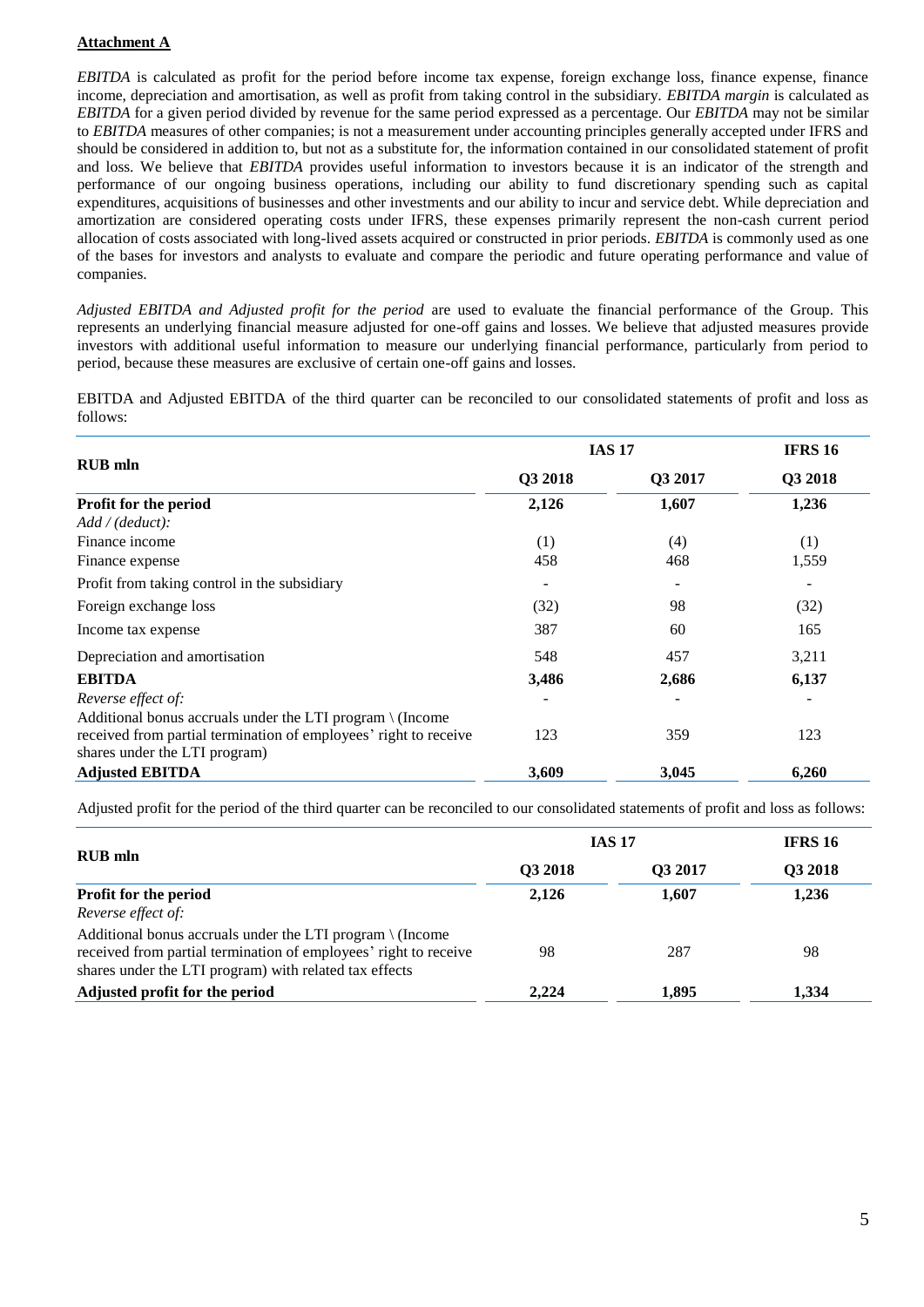**Attachment A**

*EBITDA* is calculated as profit for the period before income tax expense, foreign exchange loss, finance expense, finance income, depreciation and amortisation, as well as profit from taking control in the subsidiary. *EBITDA margin* is calculated as *EBITDA* for a given period divided by revenue for the same period expressed as a percentage. Our *EBITDA* may not be similar to *EBITDA* measures of other companies; is not a measurement under accounting principles generally accepted under IFRS and should be considered in addition to, but not as a substitute for, the information contained in our consolidated statement of profit and loss. We believe that *EBITDA* provides useful information to investors because it is an indicator of the strength and performance of our ongoing business operations, including our ability to fund discretionary spending such as capital expenditures, acquisitions of businesses and other investments and our ability to incur and service debt. While depreciation and amortization are considered operating costs under IFRS, these expenses primarily represent the non-cash current period allocation of costs associated with long-lived assets acquired or constructed in prior periods. *EBITDA* is commonly used as one of the bases for investors and analysts to evaluate and compare the periodic and future operating performance and value of companies.

*Adjusted EBITDA and Adjusted profit for the period* are used to evaluate the financial performance of the Group. This represents an underlying financial measure adjusted for one-off gains and losses. We believe that adjusted measures provide investors with additional useful information to measure our underlying financial performance, particularly from period to period, because these measures are exclusive of certain one-off gains and losses.

EBITDA and Adjusted EBITDA of the third quarter can be reconciled to our consolidated statements of profit and loss as follows:

| RUB mln | IAS 17 | | IFRS 16 |
|---|---|---|---|
| | Q3 2018 | Q3 2017 | Q3 2018 |
| **Profit for the period** | **2,126** | **1,607** | **1,236** |
| *Add / (deduct):* | | | |
| Finance income | (1) | (4) | (1) |
| Finance expense | 458 | 468 | 1,559 |
| Profit from taking control in the subsidiary | - | - | - |
| Foreign exchange loss | (32) | 98 | (32) |
| Income tax expense | 387 | 60 | 165 |
| Depreciation and amortisation | 548 | 457 | 3,211 |
| **EBITDA** | **3,486** | **2,686** | **6,137** |
| *Reverse effect of:* | - | - | - |
| Additional bonus accruals under the LTI program \ (Income received from partial termination of employees' right to receive shares under the LTI program) | 123 | 359 | 123 |
| **Adjusted EBITDA** | **3,609** | **3,045** | **6,260** |

Adjusted profit for the period of the third quarter can be reconciled to our consolidated statements of profit and loss as follows:

| RUB mln | IAS 17 | | IFRS 16 |
|---|---|---|---|
| | Q3 2018 | Q3 2017 | Q3 2018 |
| **Profit for the period** | **2,126** | **1,607** | **1,236** |
| *Reverse effect of:* | | | |
| Additional bonus accruals under the LTI program \ (Income received from partial termination of employees' right to receive shares under the LTI program) with related tax effects | 98 | 287 | 98 |
| **Adjusted profit for the period** | **2,224** | **1,895** | **1,334** |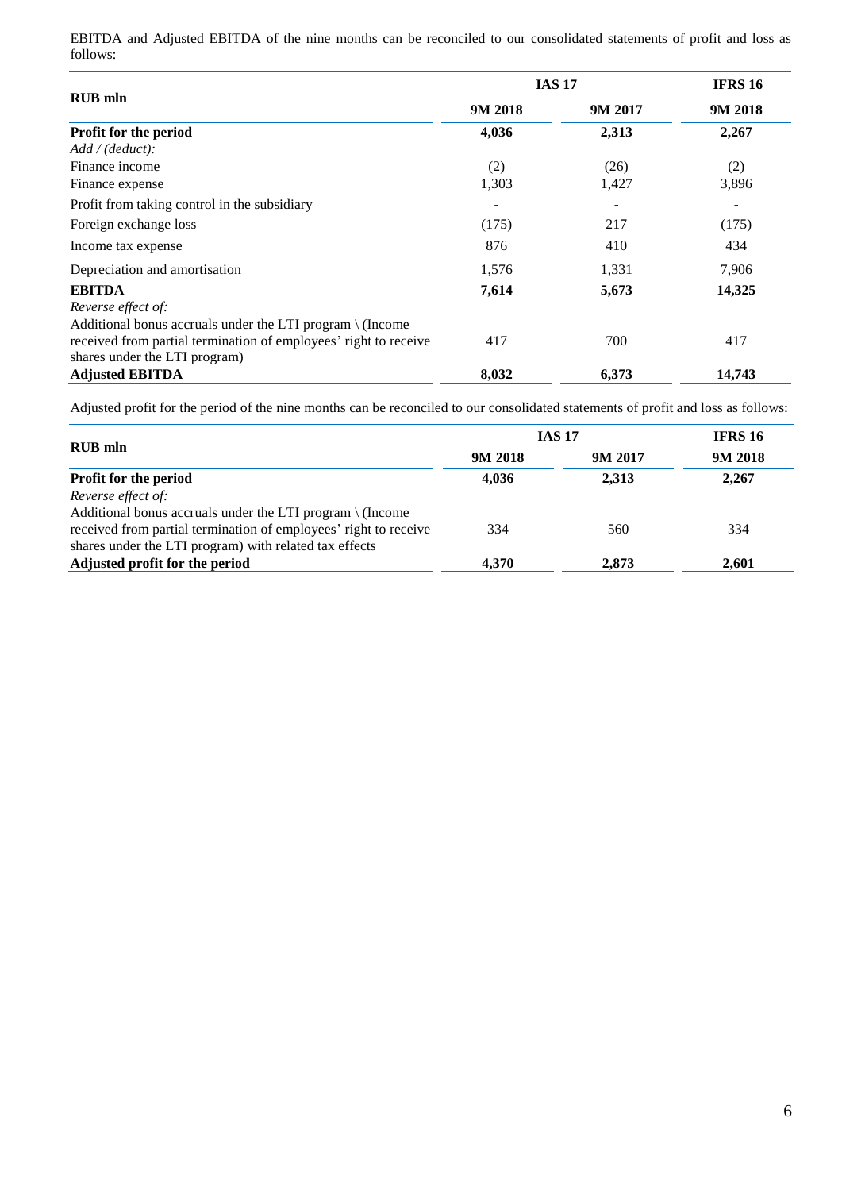EBITDA and Adjusted EBITDA of the nine months can be reconciled to our consolidated statements of profit and loss as follows:

| RUB mln | IAS 17 | | IFRS 16 |
|---|---|---|---|
| | 9M 2018 | 9M 2017 | 9M 2018 |
| **Profit for the period** | **4,036** | **2,313** | **2,267** |
| *Add / (deduct):* | | | |
| Finance income | (2) | (26) | (2) |
| Finance expense | 1,303 | 1,427 | 3,896 |
| Profit from taking control in the subsidiary | - | - | - |
| Foreign exchange loss | (175) | 217 | (175) |
| Income tax expense | 876 | 410 | 434 |
| Depreciation and amortisation | 1,576 | 1,331 | 7,906 |
| **EBITDA** | **7,614** | **5,673** | **14,325** |
| *Reverse effect of:* | | | |
| Additional bonus accruals under the LTI program \ (Income received from partial termination of employees' right to receive shares under the LTI program) | 417 | 700 | 417 |
| **Adjusted EBITDA** | **8,032** | **6,373** | **14,743** |

Adjusted profit for the period of the nine months can be reconciled to our consolidated statements of profit and loss as follows:

| RUB mln | IAS 17 | | IFRS 16 |
|---|---|---|---|
| | 9M 2018 | 9M 2017 | 9M 2018 |
| **Profit for the period** | **4,036** | **2,313** | **2,267** |
| *Reverse effect of:* | | | |
| Additional bonus accruals under the LTI program \ (Income received from partial termination of employees' right to receive shares under the LTI program) with related tax effects | 334 | 560 | 334 |
| **Adjusted profit for the period** | **4,370** | **2,873** | **2,601** |